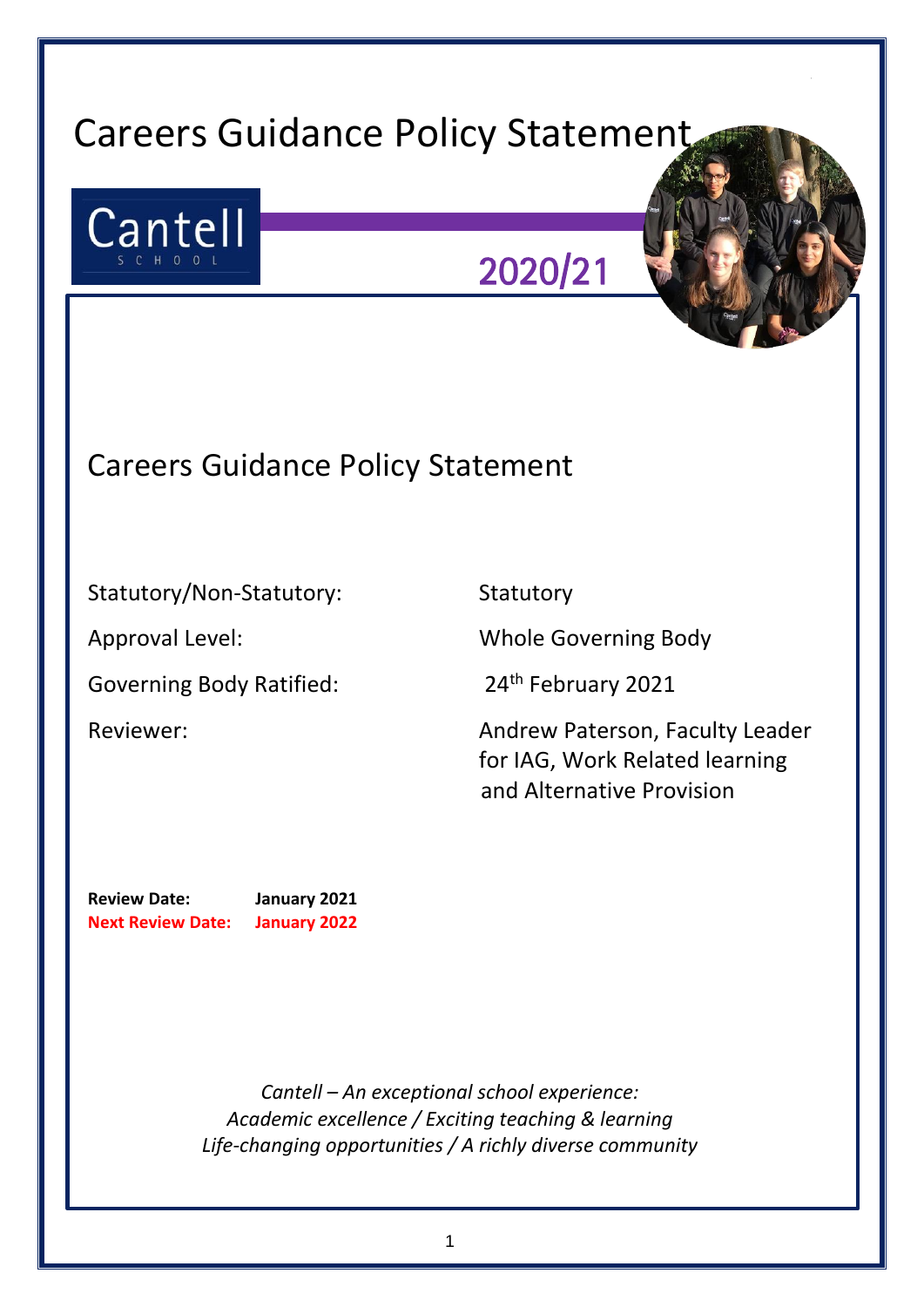# Careers Guidance Policy Statement

Cantell
SCHOOL

2020/21

## Careers Guidance Policy Statement

| | |
|---|---|
| Statutory/Non-Statutory: | Statutory |
| Approval Level: | Whole Governing Body |
| Governing Body Ratified: | 24th February 2021 |
| Reviewer: | Andrew Paterson, Faculty Leader for IAG, Work Related learning and Alternative Provision |

**Review Date:** **January 2021**
**Next Review Date:** **January 2022**

*Cantell – An exceptional school experience:*
*Academic excellence / Exciting teaching & learning*
*Life-changing opportunities / A richly diverse community*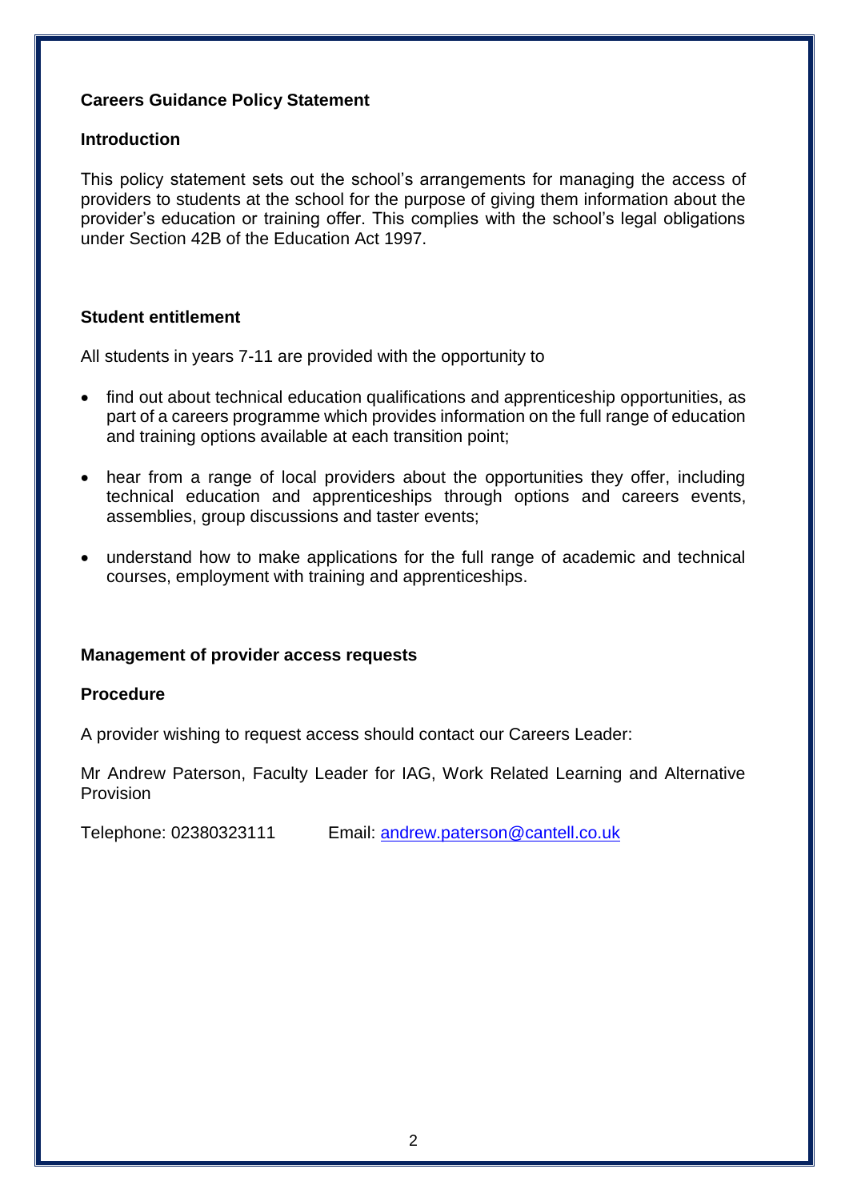## Careers Guidance Policy Statement

### Introduction

This policy statement sets out the school's arrangements for managing the access of providers to students at the school for the purpose of giving them information about the provider's education or training offer. This complies with the school's legal obligations under Section 42B of the Education Act 1997.

### Student entitlement

All students in years 7-11 are provided with the opportunity to

- find out about technical education qualifications and apprenticeship opportunities, as part of a careers programme which provides information on the full range of education and training options available at each transition point;
- hear from a range of local providers about the opportunities they offer, including technical education and apprenticeships through options and careers events, assemblies, group discussions and taster events;
- understand how to make applications for the full range of academic and technical courses, employment with training and apprenticeships.

### Management of provider access requests

### Procedure

A provider wishing to request access should contact our Careers Leader:

Mr Andrew Paterson, Faculty Leader for IAG, Work Related Learning and Alternative Provision

Telephone: 02380323111 Email: andrew.paterson@cantell.co.uk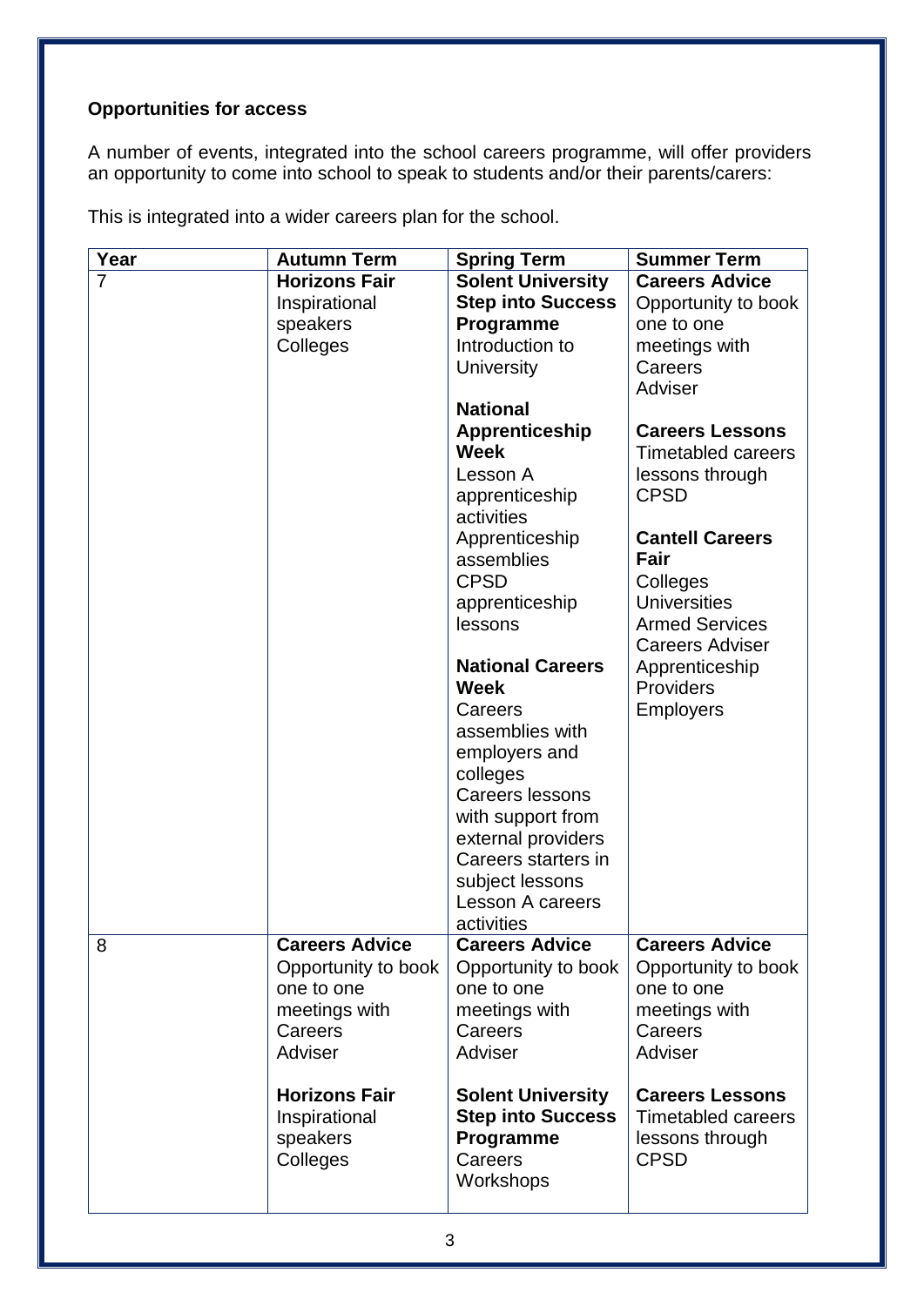**Opportunities for access**

A number of events, integrated into the school careers programme, will offer providers an opportunity to come into school to speak to students and/or their parents/carers:

This is integrated into a wider careers plan for the school.

| Year | Autumn Term | Spring Term | Summer Term |
|---|---|---|---|
| 7 | **Horizons Fair**<br>Inspirational speakers<br>Colleges | **Solent University Step into Success Programme**<br>Introduction to University<br><br>**National Apprenticeship Week**<br>Lesson A apprenticeship activities<br>Apprenticeship assemblies<br>CPSD apprenticeship lessons<br><br>**National Careers Week**<br>Careers assemblies with employers and colleges<br>Careers lessons with support from external providers<br>Careers starters in subject lessons<br>Lesson A careers activities | **Careers Advice**<br>Opportunity to book one to one meetings with Careers Adviser<br><br>**Careers Lessons**<br>Timetabled careers lessons through CPSD<br><br>**Cantell Careers Fair**<br>Colleges<br>Universities<br>Armed Services<br>Careers Adviser<br>Apprenticeship Providers<br>Employers |
| 8 | **Careers Advice**<br>Opportunity to book one to one meetings with Careers Adviser<br><br>**Horizons Fair**<br>Inspirational speakers<br>Colleges | **Careers Advice**<br>Opportunity to book one to one meetings with Careers Adviser<br><br>**Solent University Step into Success Programme**<br>Careers Workshops | **Careers Advice**<br>Opportunity to book one to one meetings with Careers Adviser<br><br>**Careers Lessons**<br>Timetabled careers lessons through CPSD |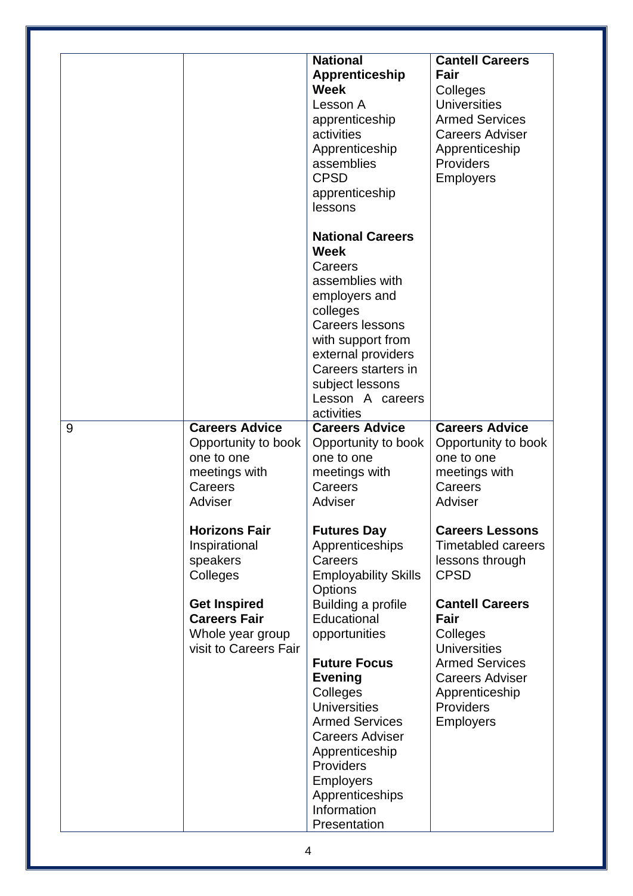| | | | |
|---|---|---|---|
| | | **National Apprenticeship Week**<br>Lesson A apprenticeship activities<br>Apprenticeship assemblies<br>CPSD apprenticeship lessons<br><br>**National Careers Week**<br>Careers assemblies with employers and colleges<br>Careers lessons with support from external providers<br>Careers starters in subject lessons<br>Lesson A careers activities | **Cantell Careers Fair**<br>Colleges<br>Universities<br>Armed Services<br>Careers Adviser<br>Apprenticeship Providers<br>Employers |
| 9 | **Careers Advice**<br>Opportunity to book one to one meetings with Careers Adviser<br><br>**Horizons Fair**<br>Inspirational speakers<br>Colleges<br><br>**Get Inspired Careers Fair**<br>Whole year group visit to Careers Fair | **Careers Advice**<br>Opportunity to book one to one meetings with Careers Adviser<br><br>**Futures Day**<br>Apprenticeships<br>Careers<br>Employability Skills<br>Options<br>Building a profile<br>Educational opportunities<br><br>**Future Focus Evening**<br>Colleges<br>Universities<br>Armed Services<br>Careers Adviser<br>Apprenticeship Providers<br>Employers<br>Apprenticeships Information Presentation | **Careers Advice**<br>Opportunity to book one to one meetings with Careers Adviser<br><br>**Careers Lessons**<br>Timetabled careers lessons through CPSD<br><br>**Cantell Careers Fair**<br>Colleges<br>Universities<br>Armed Services<br>Careers Adviser<br>Apprenticeship Providers<br>Employers |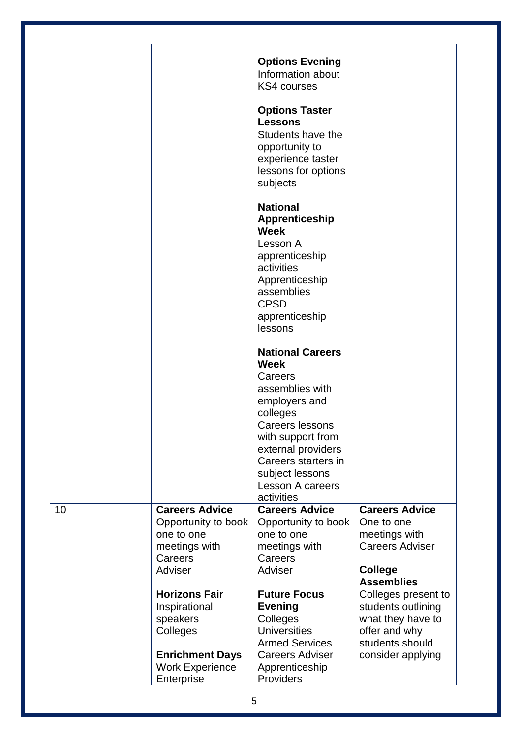| | | | |
|---|---|---|---|
| | | **Options Evening** Information about KS4 courses<br><br>**Options Taster Lessons** Students have the opportunity to experience taster lessons for options subjects<br><br>**National Apprenticeship Week** Lesson A apprenticeship activities Apprenticeship assemblies CPSD apprenticeship lessons<br><br>**National Careers Week** Careers assemblies with employers and colleges Careers lessons with support from external providers Careers starters in subject lessons Lesson A careers activities | |
| 10 | **Careers Advice** Opportunity to book one to one meetings with Careers Adviser<br><br>**Horizons Fair** Inspirational speakers Colleges<br><br>**Enrichment Days** Work Experience Enterprise | **Careers Advice** Opportunity to book one to one meetings with Careers Adviser<br><br>**Future Focus Evening** Colleges Universities Armed Services Careers Adviser Apprenticeship Providers | **Careers Advice** One to one meetings with Careers Adviser<br><br>**College Assemblies** Colleges present to students outlining what they have to offer and why students should consider applying |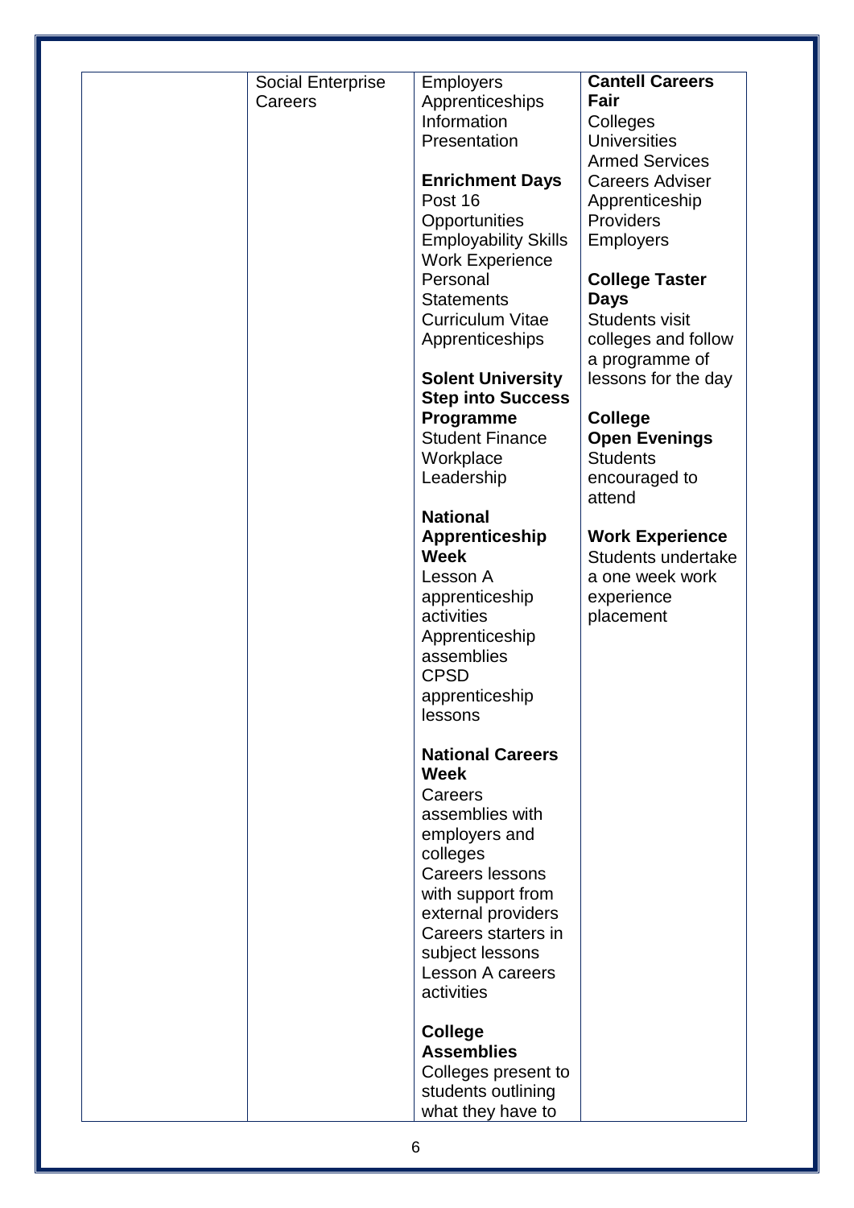| | | | |
|---|---|---|---|
| | Social Enterprise Careers | Employers Apprenticeships Information Presentation<br><br>**Enrichment Days**<br>Post 16 Opportunities<br>Employability Skills<br>Work Experience<br>Personal Statements<br>Curriculum Vitae<br>Apprenticeships<br><br>**Solent University Step into Success Programme**<br>Student Finance<br>Workplace Leadership<br><br>**National Apprenticeship Week**<br>Lesson A apprenticeship activities<br>Apprenticeship assemblies<br>CPSD apprenticeship lessons<br><br>**National Careers Week**<br>Careers assemblies with employers and colleges<br>Careers lessons with support from external providers<br>Careers starters in subject lessons<br>Lesson A careers activities<br><br>**College Assemblies**<br>Colleges present to students outlining what they have to | **Cantell Careers Fair**<br>Colleges<br>Universities<br>Armed Services<br>Careers Adviser<br>Apprenticeship Providers<br>Employers<br><br>**College Taster Days**<br>Students visit colleges and follow a programme of lessons for the day<br><br>**College Open Evenings**<br>Students encouraged to attend<br><br>**Work Experience**<br>Students undertake a one week work experience placement |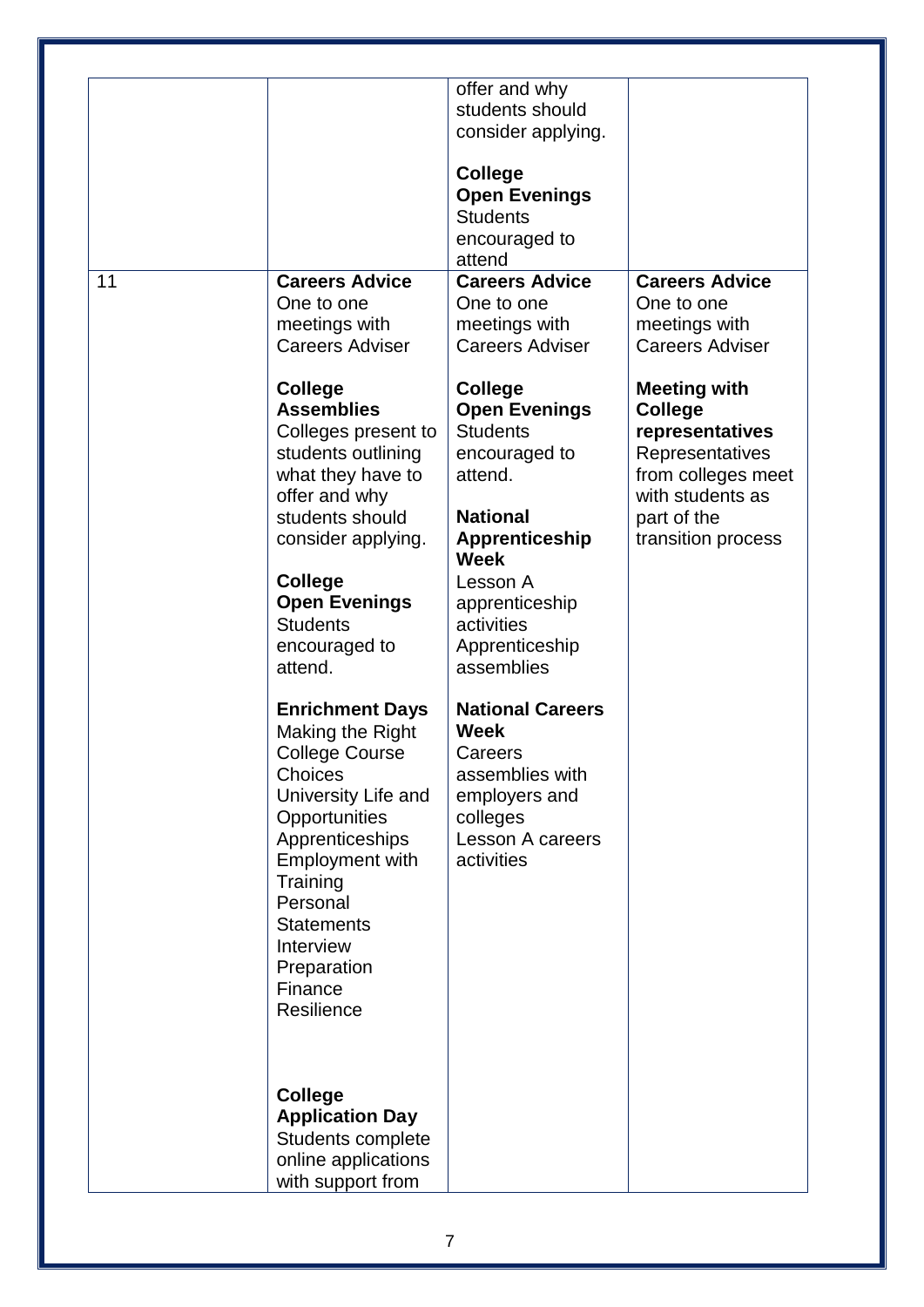| | | | |
|---|---|---|---|
| | | offer and why students should consider applying.<br><br>**College Open Evenings**<br>Students encouraged to attend | |
| 11 | **Careers Advice**<br>One to one meetings with Careers Adviser<br><br>**College Assemblies**<br>Colleges present to students outlining what they have to offer and why students should consider applying.<br><br>**College Open Evenings**<br>Students encouraged to attend.<br><br>**Enrichment Days**<br>Making the Right College Course Choices<br>University Life and Opportunities<br>Apprenticeships<br>Employment with Training<br>Personal Statements<br>Interview Preparation<br>Finance<br>Resilience<br><br>**College Application Day**<br>Students complete online applications with support from | **Careers Advice**<br>One to one meetings with Careers Adviser<br><br>**College Open Evenings**<br>Students encouraged to attend.<br><br>**National Apprenticeship Week**<br>Lesson A apprenticeship activities<br>Apprenticeship assemblies<br><br>**National Careers Week**<br>Careers assemblies with employers and colleges<br>Lesson A careers activities | **Careers Advice**<br>One to one meetings with Careers Adviser<br><br>**Meeting with College representatives**<br>Representatives from colleges meet with students as part of the transition process |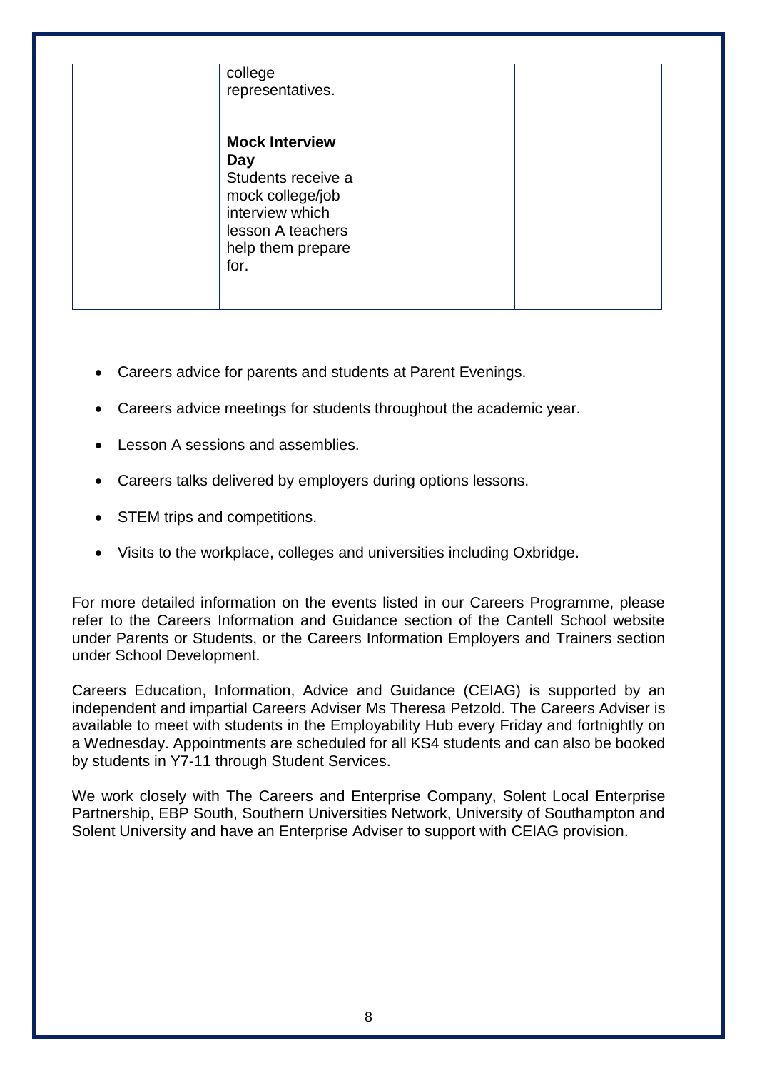|  | college representatives.<br><br>**Mock Interview Day**<br>Students receive a mock college/job interview which lesson A teachers help them prepare for. |  |  |
|---|---|---|---|

- Careers advice for parents and students at Parent Evenings.
- Careers advice meetings for students throughout the academic year.
- Lesson A sessions and assemblies.
- Careers talks delivered by employers during options lessons.
- STEM trips and competitions.
- Visits to the workplace, colleges and universities including Oxbridge.

For more detailed information on the events listed in our Careers Programme, please refer to the Careers Information and Guidance section of the Cantell School website under Parents or Students, or the Careers Information Employers and Trainers section under School Development.

Careers Education, Information, Advice and Guidance (CEIAG) is supported by an independent and impartial Careers Adviser Ms Theresa Petzold. The Careers Adviser is available to meet with students in the Employability Hub every Friday and fortnightly on a Wednesday. Appointments are scheduled for all KS4 students and can also be booked by students in Y7-11 through Student Services.

We work closely with The Careers and Enterprise Company, Solent Local Enterprise Partnership, EBP South, Southern Universities Network, University of Southampton and Solent University and have an Enterprise Adviser to support with CEIAG provision.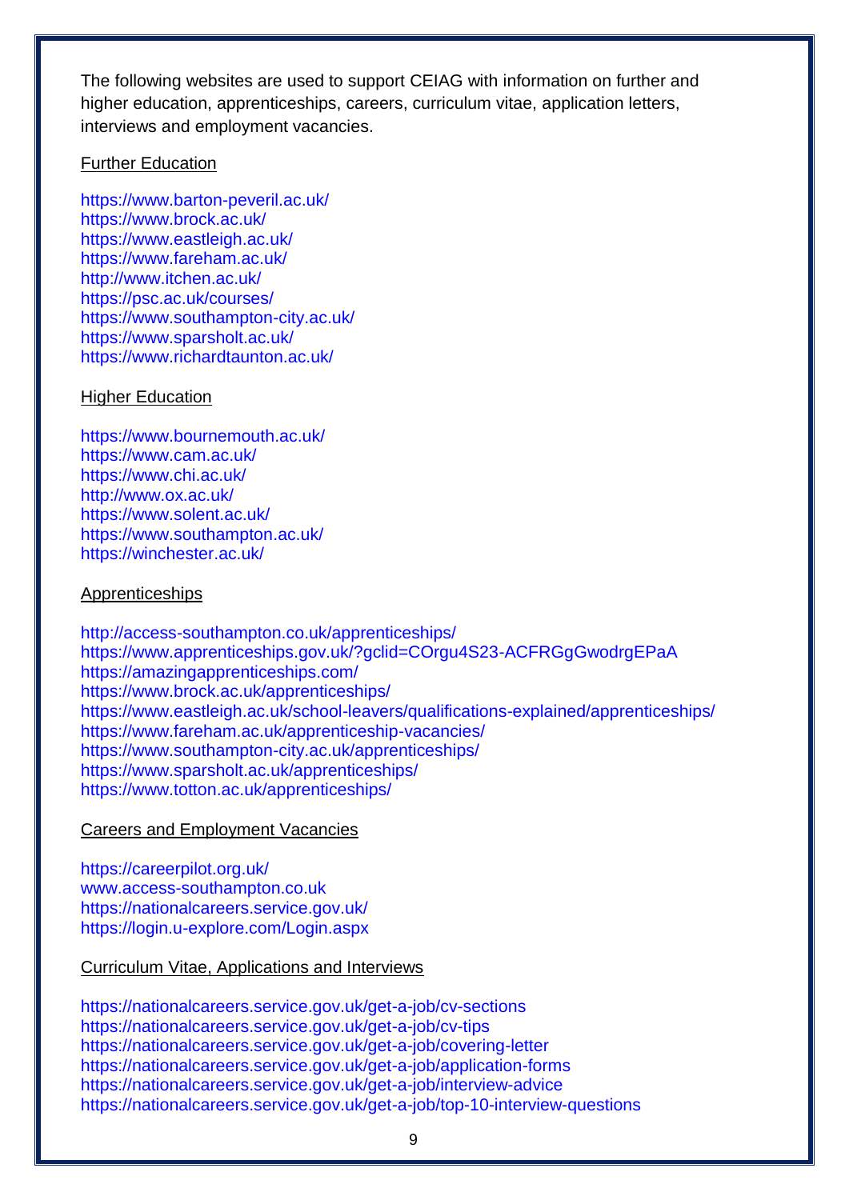The following websites are used to support CEIAG with information on further and higher education, apprenticeships, careers, curriculum vitae, application letters, interviews and employment vacancies.

Further Education

https://www.barton-peveril.ac.uk/
https://www.brock.ac.uk/
https://www.eastleigh.ac.uk/
https://www.fareham.ac.uk/
http://www.itchen.ac.uk/
https://psc.ac.uk/courses/
https://www.southampton-city.ac.uk/
https://www.sparsholt.ac.uk/
https://www.richardtaunton.ac.uk/

Higher Education

https://www.bournemouth.ac.uk/
https://www.cam.ac.uk/
https://www.chi.ac.uk/
http://www.ox.ac.uk/
https://www.solent.ac.uk/
https://www.southampton.ac.uk/
https://winchester.ac.uk/

Apprenticeships

http://access-southampton.co.uk/apprenticeships/
https://www.apprenticeships.gov.uk/?gclid=COrgu4S23-ACFRGgGwodrgEPaA
https://amazingapprenticeships.com/
https://www.brock.ac.uk/apprenticeships/
https://www.eastleigh.ac.uk/school-leavers/qualifications-explained/apprenticeships/
https://www.fareham.ac.uk/apprenticeship-vacancies/
https://www.southampton-city.ac.uk/apprenticeships/
https://www.sparsholt.ac.uk/apprenticeships/
https://www.totton.ac.uk/apprenticeships/

Careers and Employment Vacancies

https://careerpilot.org.uk/
www.access-southampton.co.uk
https://nationalcareers.service.gov.uk/
https://login.u-explore.com/Login.aspx

Curriculum Vitae, Applications and Interviews

https://nationalcareers.service.gov.uk/get-a-job/cv-sections
https://nationalcareers.service.gov.uk/get-a-job/cv-tips
https://nationalcareers.service.gov.uk/get-a-job/covering-letter
https://nationalcareers.service.gov.uk/get-a-job/application-forms
https://nationalcareers.service.gov.uk/get-a-job/interview-advice
https://nationalcareers.service.gov.uk/get-a-job/top-10-interview-questions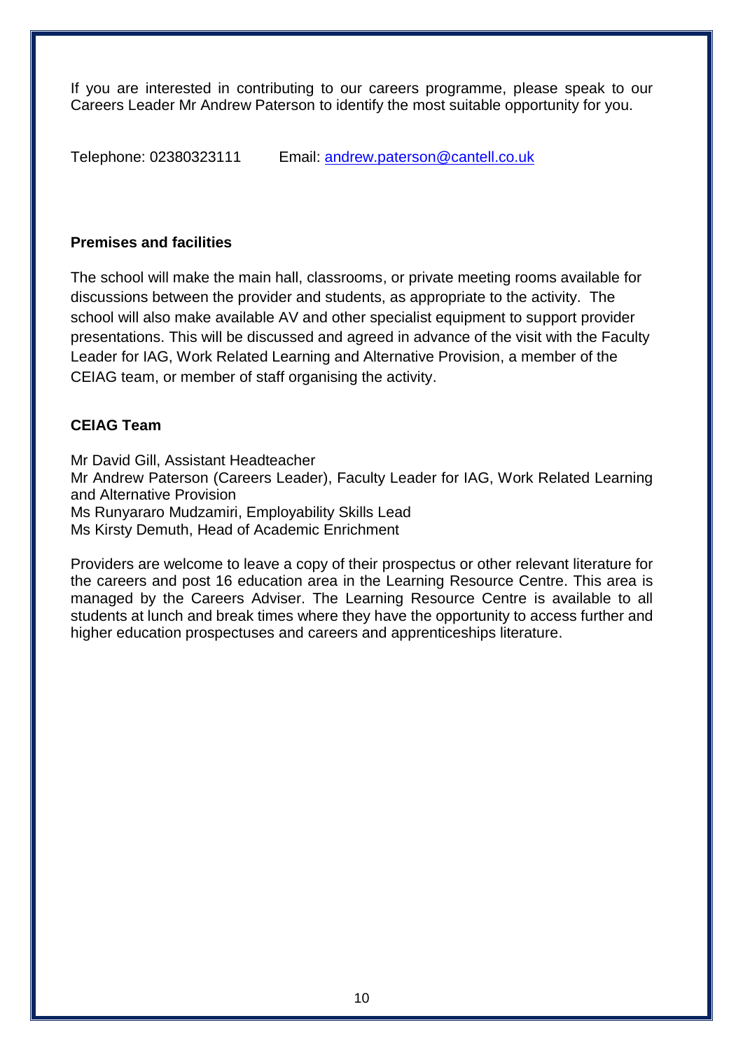If you are interested in contributing to our careers programme, please speak to our Careers Leader Mr Andrew Paterson to identify the most suitable opportunity for you.

Telephone: 02380323111     Email: andrew.paterson@cantell.co.uk

**Premises and facilities**

The school will make the main hall, classrooms, or private meeting rooms available for discussions between the provider and students, as appropriate to the activity. The school will also make available AV and other specialist equipment to support provider presentations. This will be discussed and agreed in advance of the visit with the Faculty Leader for IAG, Work Related Learning and Alternative Provision, a member of the CEIAG team, or member of staff organising the activity.

**CEIAG Team**

Mr David Gill, Assistant Headteacher
Mr Andrew Paterson (Careers Leader), Faculty Leader for IAG, Work Related Learning and Alternative Provision
Ms Runyararo Mudzamiri, Employability Skills Lead
Ms Kirsty Demuth, Head of Academic Enrichment

Providers are welcome to leave a copy of their prospectus or other relevant literature for the careers and post 16 education area in the Learning Resource Centre. This area is managed by the Careers Adviser. The Learning Resource Centre is available to all students at lunch and break times where they have the opportunity to access further and higher education prospectuses and careers and apprenticeships literature.